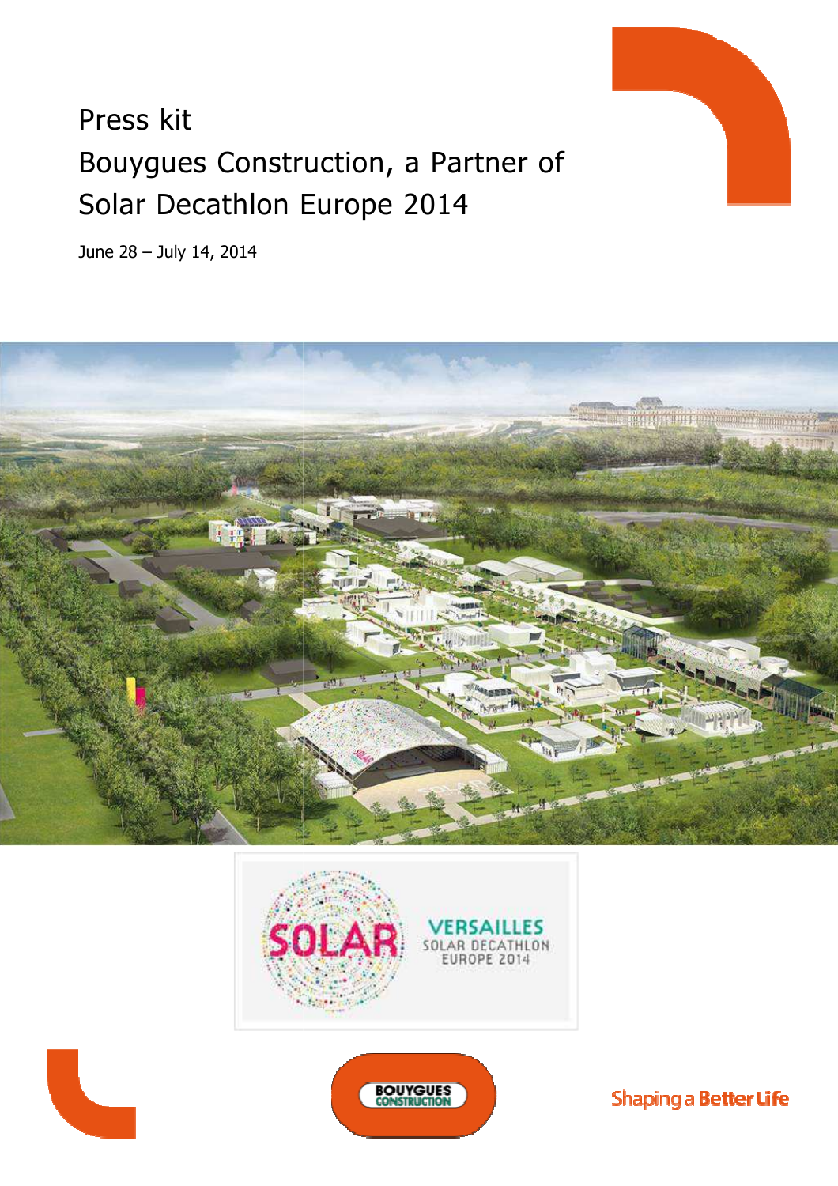# Press kit

# Bouygues Construction, a Partner of Solar Decathlon Europe 2014

June 28 – July 14, 2014

SOLAR

VERSAILLES
SOLAR DECATHLON
EUROPE 2014

BOUYGUES CONSTRUCTION

Shaping a Better Life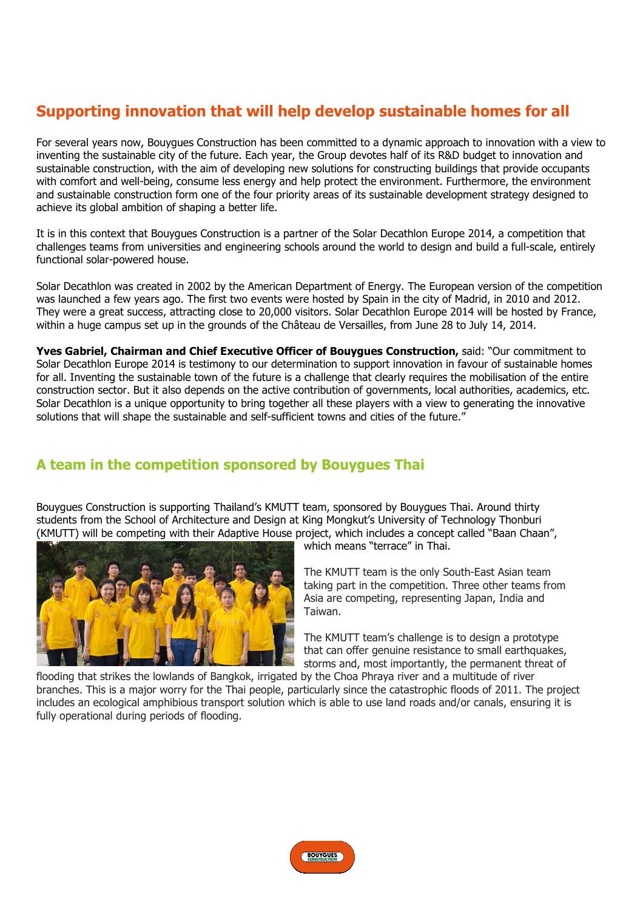## Supporting innovation that will help develop sustainable homes for all

For several years now, Bouygues Construction has been committed to a dynamic approach to innovation with a view to inventing the sustainable city of the future. Each year, the Group devotes half of its R&D budget to innovation and sustainable construction, with the aim of developing new solutions for constructing buildings that provide occupants with comfort and well-being, consume less energy and help protect the environment. Furthermore, the environment and sustainable construction form one of the four priority areas of its sustainable development strategy designed to achieve its global ambition of shaping a better life.

It is in this context that Bouygues Construction is a partner of the Solar Decathlon Europe 2014, a competition that challenges teams from universities and engineering schools around the world to design and build a full-scale, entirely functional solar-powered house.

Solar Decathlon was created in 2002 by the American Department of Energy. The European version of the competition was launched a few years ago. The first two events were hosted by Spain in the city of Madrid, in 2010 and 2012. They were a great success, attracting close to 20,000 visitors. Solar Decathlon Europe 2014 will be hosted by France, within a huge campus set up in the grounds of the Château de Versailles, from June 28 to July 14, 2014.

**Yves Gabriel, Chairman and Chief Executive Officer of Bouygues Construction,** said: "Our commitment to Solar Decathlon Europe 2014 is testimony to our determination to support innovation in favour of sustainable homes for all. Inventing the sustainable town of the future is a challenge that clearly requires the mobilisation of the entire construction sector. But it also depends on the active contribution of governments, local authorities, academics, etc. Solar Decathlon is a unique opportunity to bring together all these players with a view to generating the innovative solutions that will shape the sustainable and self-sufficient towns and cities of the future."

## A team in the competition sponsored by Bouygues Thai

Bouygues Construction is supporting Thailand's KMUTT team, sponsored by Bouygues Thai. Around thirty students from the School of Architecture and Design at King Mongkut's University of Technology Thonburi (KMUTT) will be competing with their Adaptive House project, which includes a concept called "Baan Chaan", which means "terrace" in Thai.

The KMUTT team is the only South-East Asian team taking part in the competition. Three other teams from Asia are competing, representing Japan, India and Taiwan.

The KMUTT team's challenge is to design a prototype that can offer genuine resistance to small earthquakes, storms and, most importantly, the permanent threat of flooding that strikes the lowlands of Bangkok, irrigated by the Choa Phraya river and a multitude of river branches. This is a major worry for the Thai people, particularly since the catastrophic floods of 2011. The project includes an ecological amphibious transport solution which is able to use land roads and/or canals, ensuring it is fully operational during periods of flooding.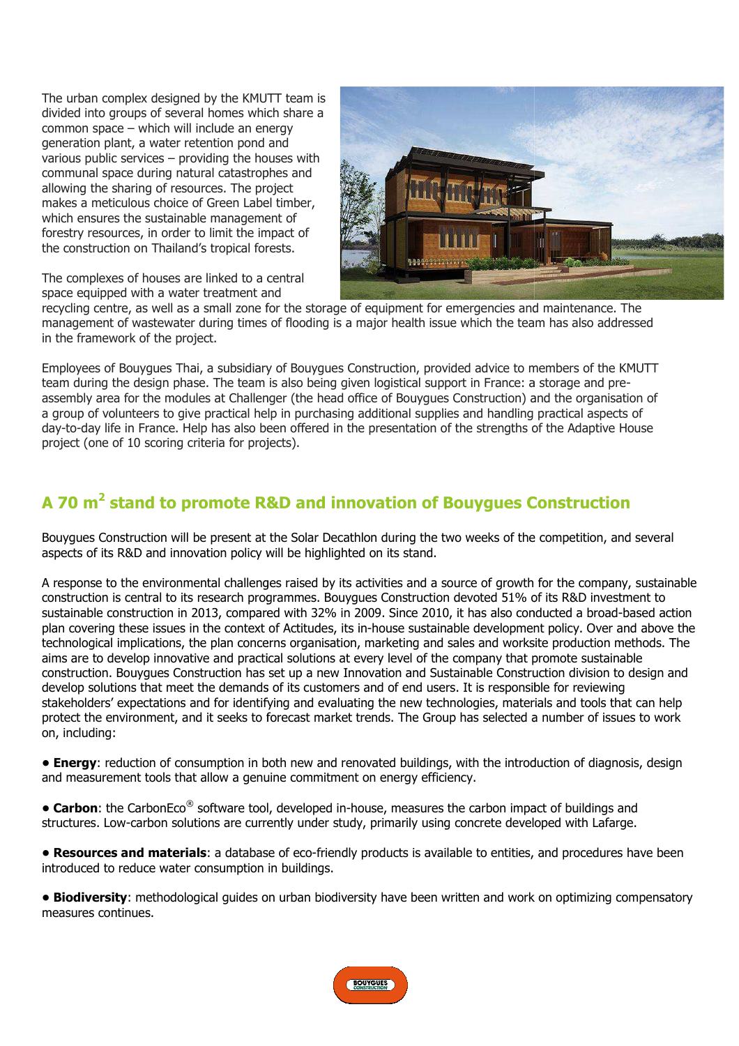The urban complex designed by the KMUTT team is divided into groups of several homes which share a common space – which will include an energy generation plant, a water retention pond and various public services – providing the houses with communal space during natural catastrophes and allowing the sharing of resources. The project makes a meticulous choice of Green Label timber, which ensures the sustainable management of forestry resources, in order to limit the impact of the construction on Thailand's tropical forests.

The complexes of houses are linked to a central space equipped with a water treatment and recycling centre, as well as a small zone for the storage of equipment for emergencies and maintenance. The management of wastewater during times of flooding is a major health issue which the team has also addressed in the framework of the project.

Employees of Bouygues Thai, a subsidiary of Bouygues Construction, provided advice to members of the KMUTT team during the design phase. The team is also being given logistical support in France: a storage and pre-assembly area for the modules at Challenger (the head office of Bouygues Construction) and the organisation of a group of volunteers to give practical help in purchasing additional supplies and handling practical aspects of day-to-day life in France. Help has also been offered in the presentation of the strengths of the Adaptive House project (one of 10 scoring criteria for projects).

## A 70 m$^2$ stand to promote R&D and innovation of Bouygues Construction

Bouygues Construction will be present at the Solar Decathlon during the two weeks of the competition, and several aspects of its R&D and innovation policy will be highlighted on its stand.

A response to the environmental challenges raised by its activities and a source of growth for the company, sustainable construction is central to its research programmes. Bouygues Construction devoted 51% of its R&D investment to sustainable construction in 2013, compared with 32% in 2009. Since 2010, it has also conducted a broad-based action plan covering these issues in the context of Actitudes, its in-house sustainable development policy. Over and above the technological implications, the plan concerns organisation, marketing and sales and worksite production methods. The aims are to develop innovative and practical solutions at every level of the company that promote sustainable construction. Bouygues Construction has set up a new Innovation and Sustainable Construction division to design and develop solutions that meet the demands of its customers and of end users. It is responsible for reviewing stakeholders' expectations and for identifying and evaluating the new technologies, materials and tools that can help protect the environment, and it seeks to forecast market trends. The Group has selected a number of issues to work on, including:

- **Energy**: reduction of consumption in both new and renovated buildings, with the introduction of diagnosis, design and measurement tools that allow a genuine commitment on energy efficiency.

- **Carbon**: the CarbonEco® software tool, developed in-house, measures the carbon impact of buildings and structures. Low-carbon solutions are currently under study, primarily using concrete developed with Lafarge.

- **Resources and materials**: a database of eco-friendly products is available to entities, and procedures have been introduced to reduce water consumption in buildings.

- **Biodiversity**: methodological guides on urban biodiversity have been written and work on optimizing compensatory measures continues.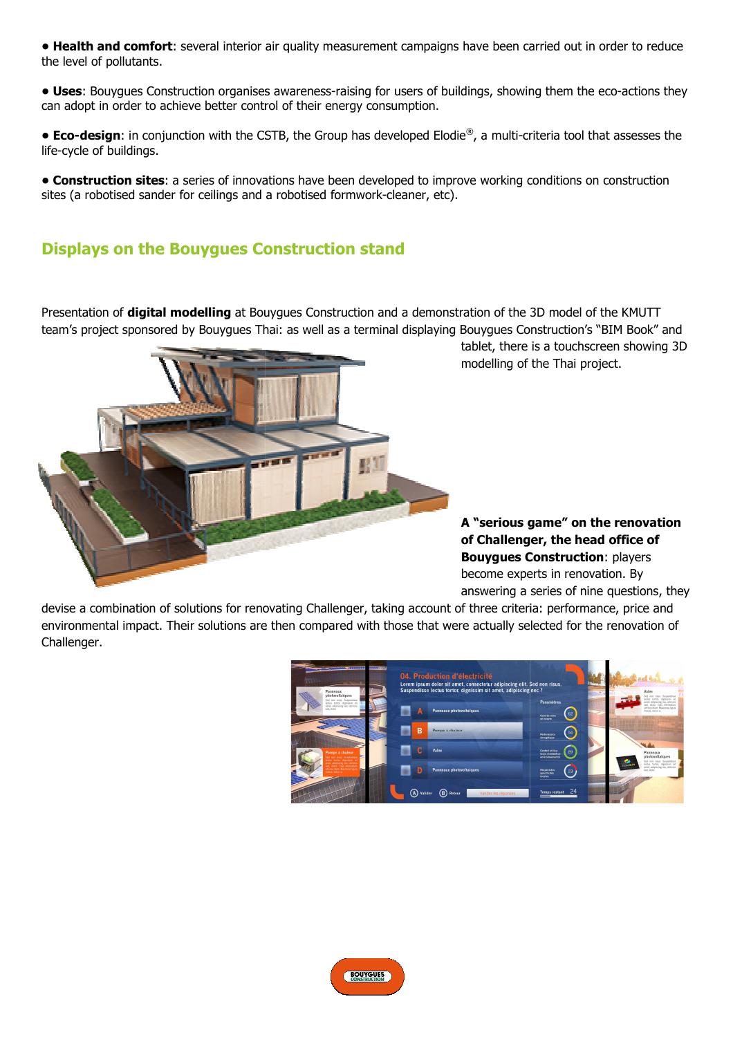• **Health and comfort**: several interior air quality measurement campaigns have been carried out in order to reduce the level of pollutants.

• **Uses**: Bouygues Construction organises awareness-raising for users of buildings, showing them the eco-actions they can adopt in order to achieve better control of their energy consumption.

• **Eco-design**: in conjunction with the CSTB, the Group has developed Elodie®, a multi-criteria tool that assesses the life-cycle of buildings.

• **Construction sites**: a series of innovations have been developed to improve working conditions on construction sites (a robotised sander for ceilings and a robotised formwork-cleaner, etc).

## Displays on the Bouygues Construction stand

Presentation of **digital modelling** at Bouygues Construction and a demonstration of the 3D model of the KMUTT team's project sponsored by Bouygues Thai: as well as a terminal displaying Bouygues Construction's "BIM Book" and tablet, there is a touchscreen showing 3D modelling of the Thai project.

**A "serious game" on the renovation of Challenger, the head office of Bouygues Construction**: players become experts in renovation. By answering a series of nine questions, they devise a combination of solutions for renovating Challenger, taking account of three criteria: performance, price and environmental impact. Their solutions are then compared with those that were actually selected for the renovation of Challenger.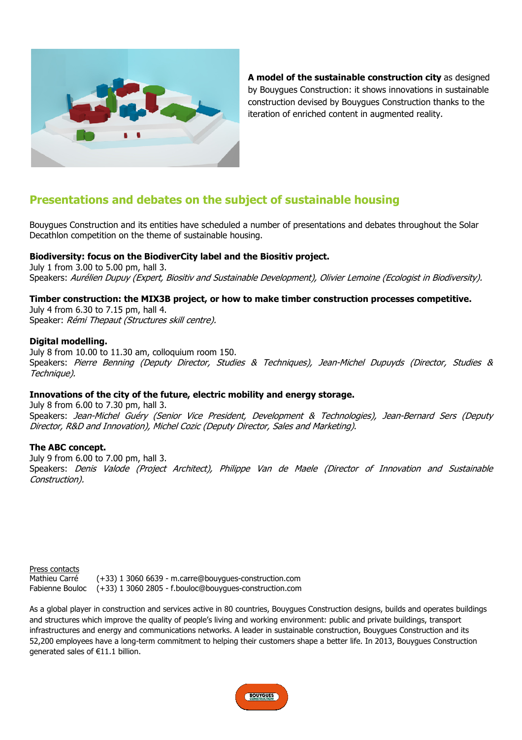**A model of the sustainable construction city** as designed by Bouygues Construction: it shows innovations in sustainable construction devised by Bouygues Construction thanks to the iteration of enriched content in augmented reality.

## Presentations and debates on the subject of sustainable housing

Bouygues Construction and its entities have scheduled a number of presentations and debates throughout the Solar Decathlon competition on the theme of sustainable housing.

**Biodiversity: focus on the BiodiverCity label and the Biositiv project.**
July 1 from 3.00 to 5.00 pm, hall 3.
Speakers: *Aurélien Dupuy (Expert, Biositiv and Sustainable Development), Olivier Lemoine (Ecologist in Biodiversity).*

**Timber construction: the MIX3B project, or how to make timber construction processes competitive.**
July 4 from 6.30 to 7.15 pm, hall 4.
Speaker: *Rémi Thepaut (Structures skill centre).*

**Digital modelling.**
July 8 from 10.00 to 11.30 am, colloquium room 150.
Speakers: *Pierre Benning (Deputy Director, Studies & Techniques), Jean-Michel Dupuyds (Director, Studies & Technique).*

**Innovations of the city of the future, electric mobility and energy storage.**
July 8 from 6.00 to 7.30 pm, hall 3.
Speakers: *Jean-Michel Guéry (Senior Vice President, Development & Technologies), Jean-Bernard Sers (Deputy Director, R&D and Innovation), Michel Cozic (Deputy Director, Sales and Marketing).*

**The ABC concept.**
July 9 from 6.00 to 7.00 pm, hall 3.
Speakers: *Denis Valode (Project Architect), Philippe Van de Maele (Director of Innovation and Sustainable Construction).*

Press contacts
Mathieu Carré (+33) 1 3060 6639 - m.carre@bouygues-construction.com
Fabienne Bouloc (+33) 1 3060 2805 - f.bouloc@bouygues-construction.com

As a global player in construction and services active in 80 countries, Bouygues Construction designs, builds and operates buildings and structures which improve the quality of people's living and working environment: public and private buildings, transport infrastructures and energy and communications networks. A leader in sustainable construction, Bouygues Construction and its 52,200 employees have a long-term commitment to helping their customers shape a better life. In 2013, Bouygues Construction generated sales of €11.1 billion.